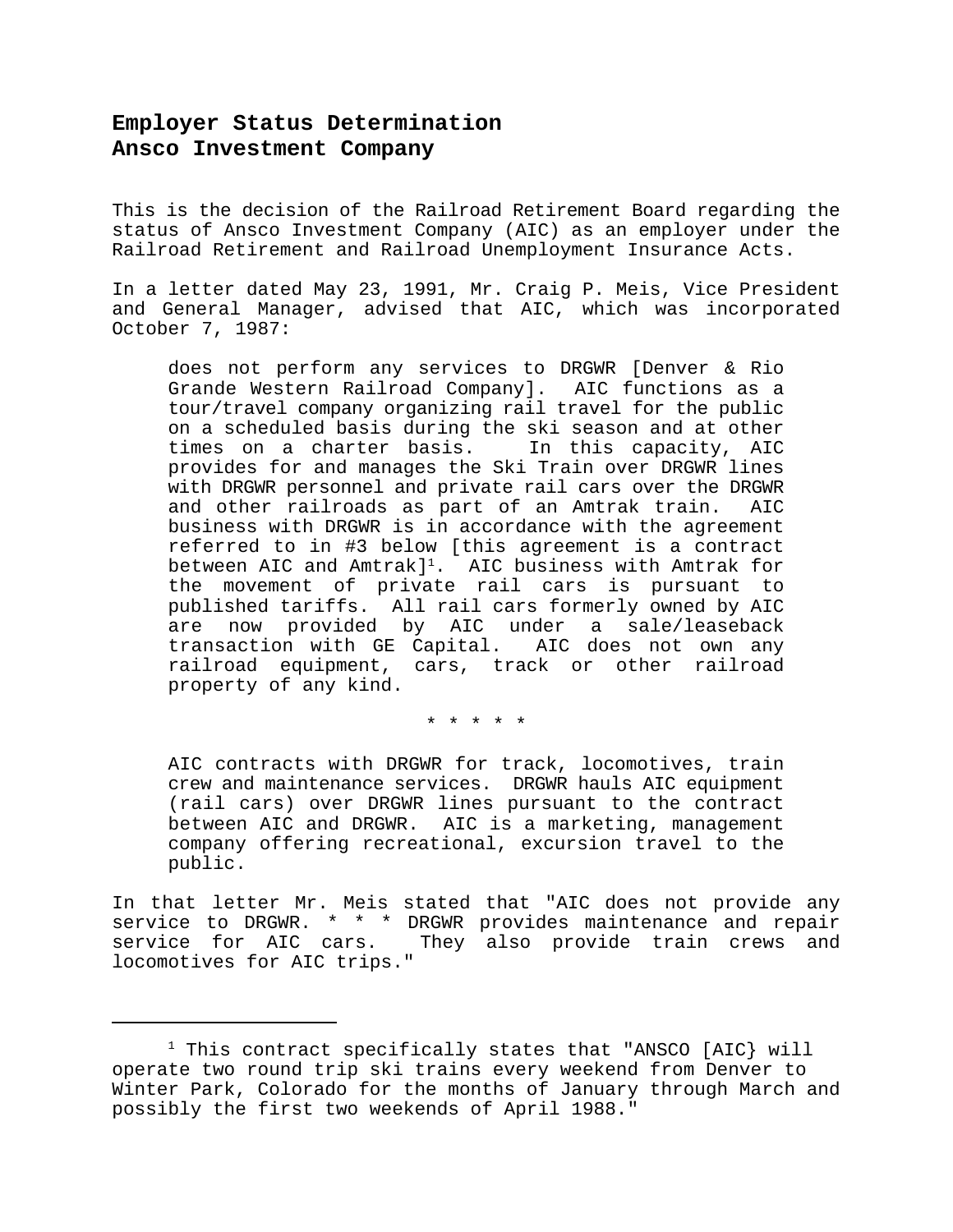# Employer Status Determination
# Ansco Investment Company

This is the decision of the Railroad Retirement Board regarding the status of Ansco Investment Company (AIC) as an employer under the Railroad Retirement and Railroad Unemployment Insurance Acts.

In a letter dated May 23, 1991, Mr. Craig P. Meis, Vice President and General Manager, advised that AIC, which was incorporated October 7, 1987:

> does not perform any services to DRGWR [Denver & Rio Grande Western Railroad Company]. AIC functions as a tour/travel company organizing rail travel for the public on a scheduled basis during the ski season and at other times on a charter basis. In this capacity, AIC provides for and manages the Ski Train over DRGWR lines with DRGWR personnel and private rail cars over the DRGWR and other railroads as part of an Amtrak train. AIC business with DRGWR is in accordance with the agreement referred to in #3 below [this agreement is a contract between AIC and Amtrak][1]. AIC business with Amtrak for the movement of private rail cars is pursuant to published tariffs. All rail cars formerly owned by AIC are now provided by AIC under a sale/leaseback transaction with GE Capital. AIC does not own any railroad equipment, cars, track or other railroad property of any kind.
>
> * * * * *
>
> AIC contracts with DRGWR for track, locomotives, train crew and maintenance services. DRGWR hauls AIC equipment (rail cars) over DRGWR lines pursuant to the contract between AIC and DRGWR. AIC is a marketing, management company offering recreational, excursion travel to the public.

In that letter Mr. Meis stated that "AIC does not provide any service to DRGWR. * * * DRGWR provides maintenance and repair service for AIC cars. They also provide train crews and locomotives for AIC trips."

---

[1] This contract specifically states that "ANSCO [AIC} will operate two round trip ski trains every weekend from Denver to Winter Park, Colorado for the months of January through March and possibly the first two weekends of April 1988."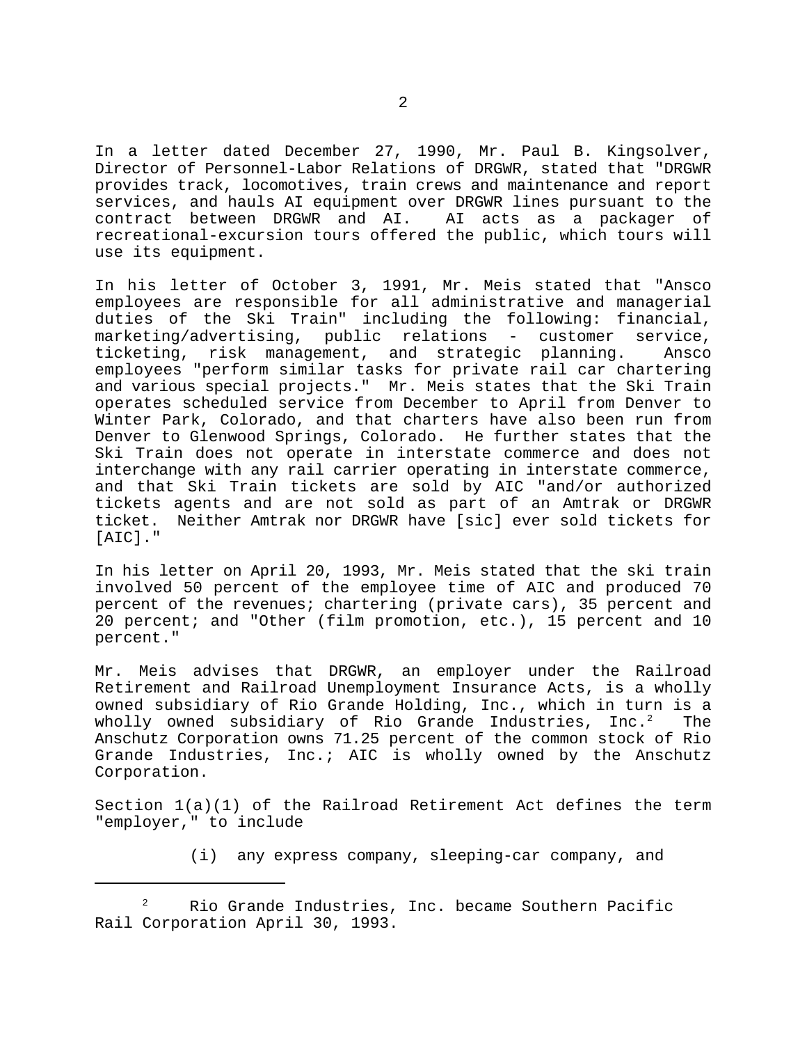In a letter dated December 27, 1990, Mr. Paul B. Kingsolver, Director of Personnel-Labor Relations of DRGWR, stated that "DRGWR provides track, locomotives, train crews and maintenance and report services, and hauls AI equipment over DRGWR lines pursuant to the contract between DRGWR and AI. AI acts as a packager of recreational-excursion tours offered the public, which tours will use its equipment.

In his letter of October 3, 1991, Mr. Meis stated that "Ansco employees are responsible for all administrative and managerial duties of the Ski Train" including the following: financial, marketing/advertising, public relations - customer service, ticketing, risk management, and strategic planning. Ansco employees "perform similar tasks for private rail car chartering and various special projects." Mr. Meis states that the Ski Train operates scheduled service from December to April from Denver to Winter Park, Colorado, and that charters have also been run from Denver to Glenwood Springs, Colorado. He further states that the Ski Train does not operate in interstate commerce and does not interchange with any rail carrier operating in interstate commerce, and that Ski Train tickets are sold by AIC "and/or authorized tickets agents and are not sold as part of an Amtrak or DRGWR ticket. Neither Amtrak nor DRGWR have [sic] ever sold tickets for [AIC]."

In his letter on April 20, 1993, Mr. Meis stated that the ski train involved 50 percent of the employee time of AIC and produced 70 percent of the revenues; chartering (private cars), 35 percent and 20 percent; and "Other (film promotion, etc.), 15 percent and 10 percent."

Mr. Meis advises that DRGWR, an employer under the Railroad Retirement and Railroad Unemployment Insurance Acts, is a wholly owned subsidiary of Rio Grande Holding, Inc., which in turn is a wholly owned subsidiary of Rio Grande Industries, Inc.[2] The Anschutz Corporation owns 71.25 percent of the common stock of Rio Grande Industries, Inc.; AIC is wholly owned by the Anschutz Corporation.

Section 1(a)(1) of the Railroad Retirement Act defines the term "employer," to include

(i) any express company, sleeping-car company, and

---

[2] Rio Grande Industries, Inc. became Southern Pacific Rail Corporation April 30, 1993.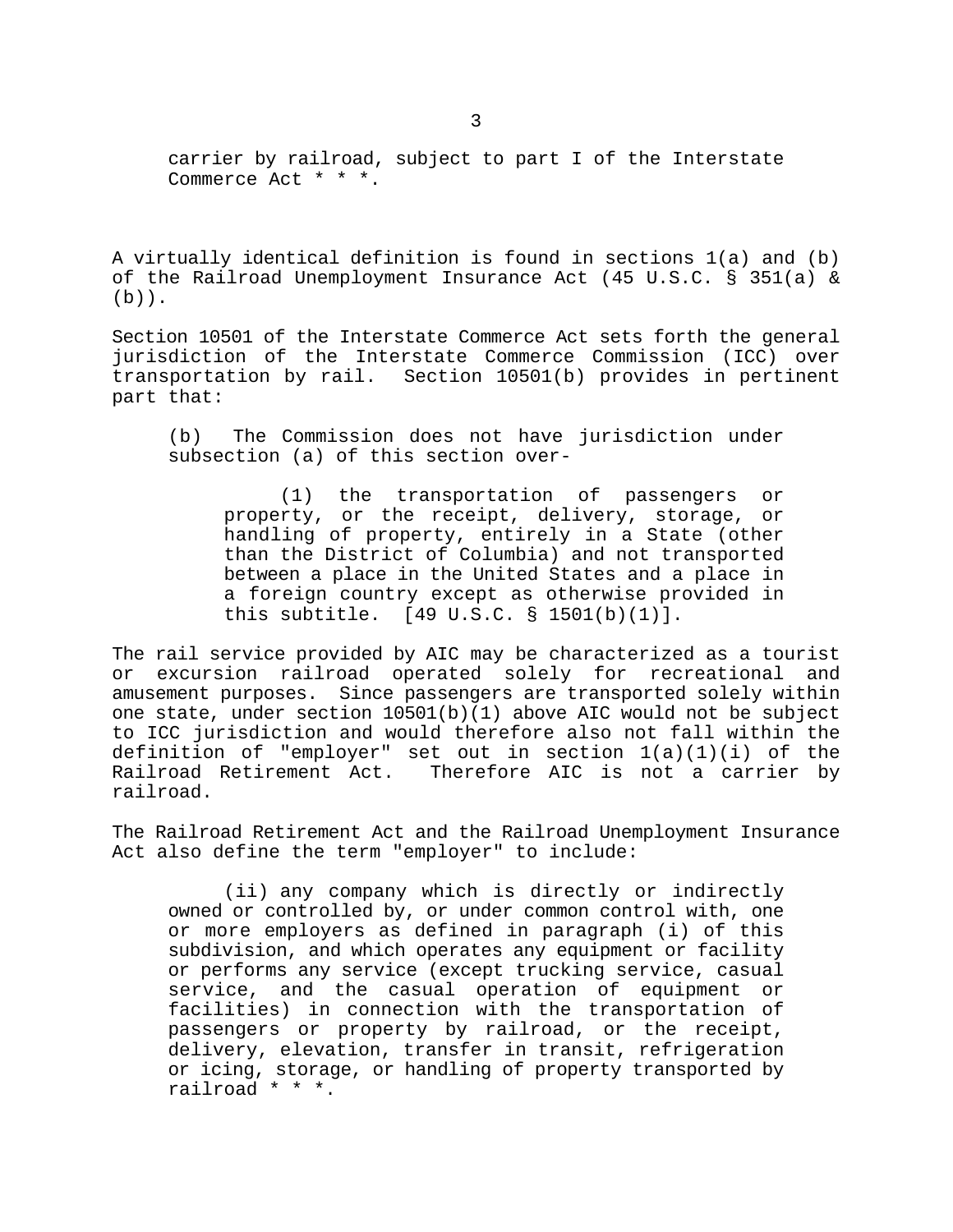> carrier by railroad, subject to part I of the Interstate Commerce Act * * *.

A virtually identical definition is found in sections 1(a) and (b) of the Railroad Unemployment Insurance Act (45 U.S.C. § 351(a) & (b)).

Section 10501 of the Interstate Commerce Act sets forth the general jurisdiction of the Interstate Commerce Commission (ICC) over transportation by rail. Section 10501(b) provides in pertinent part that:

> (b) The Commission does not have jurisdiction under subsection (a) of this section over-
>
> > (1) the transportation of passengers or property, or the receipt, delivery, storage, or handling of property, entirely in a State (other than the District of Columbia) and not transported between a place in the United States and a place in a foreign country except as otherwise provided in this subtitle. [49 U.S.C. § 1501(b)(1)].

The rail service provided by AIC may be characterized as a tourist or excursion railroad operated solely for recreational and amusement purposes. Since passengers are transported solely within one state, under section 10501(b)(1) above AIC would not be subject to ICC jurisdiction and would therefore also not fall within the definition of "employer" set out in section 1(a)(1)(i) of the Railroad Retirement Act. Therefore AIC is not a carrier by railroad.

The Railroad Retirement Act and the Railroad Unemployment Insurance Act also define the term "employer" to include:

> (ii) any company which is directly or indirectly owned or controlled by, or under common control with, one or more employers as defined in paragraph (i) of this subdivision, and which operates any equipment or facility or performs any service (except trucking service, casual service, and the casual operation of equipment or facilities) in connection with the transportation of passengers or property by railroad, or the receipt, delivery, elevation, transfer in transit, refrigeration or icing, storage, or handling of property transported by railroad * * *.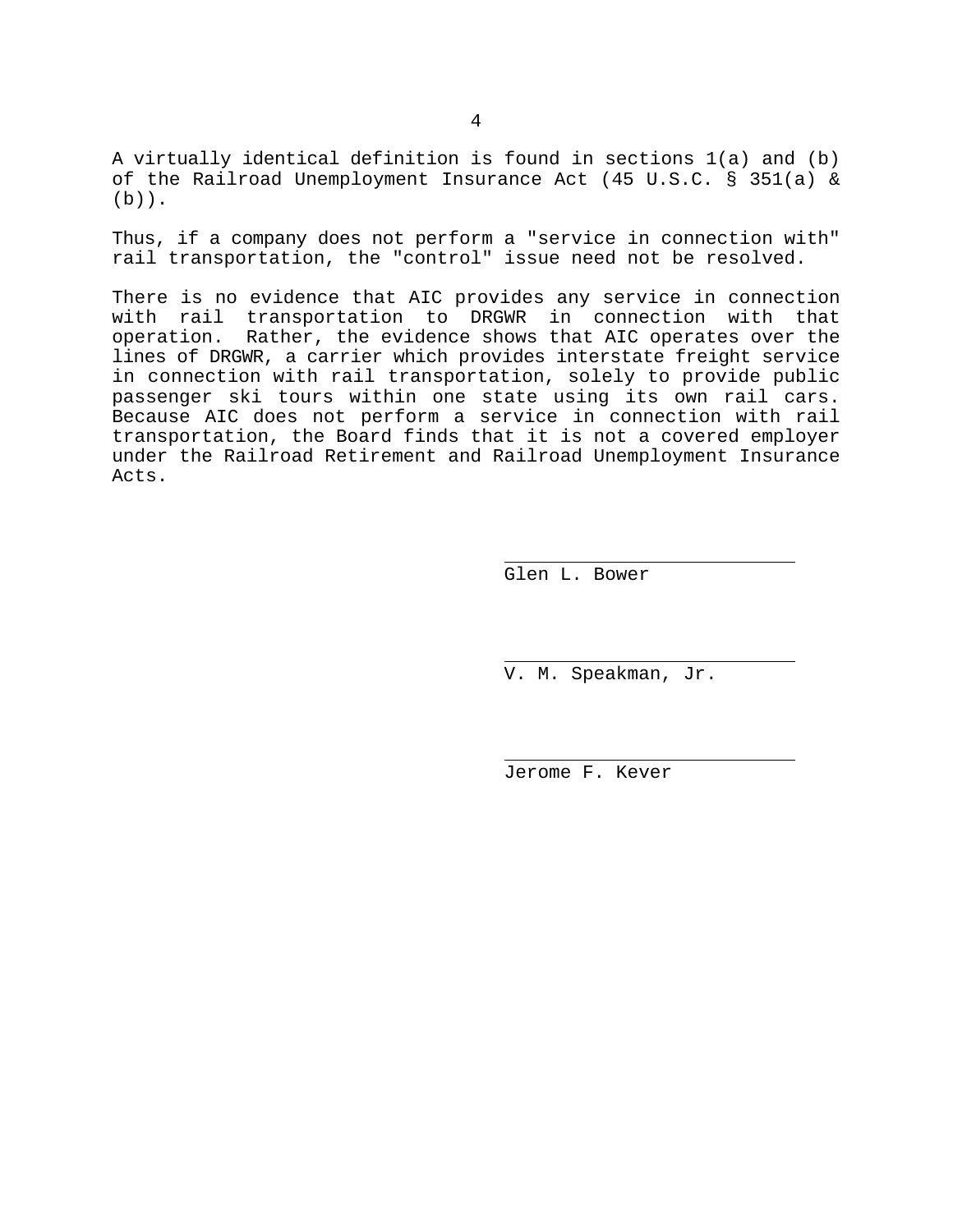A virtually identical definition is found in sections 1(a) and (b) of the Railroad Unemployment Insurance Act (45 U.S.C. § 351(a) & (b)).

Thus, if a company does not perform a "service in connection with" rail transportation, the "control" issue need not be resolved.

There is no evidence that AIC provides any service in connection with rail transportation to DRGWR in connection with that operation. Rather, the evidence shows that AIC operates over the lines of DRGWR, a carrier which provides interstate freight service in connection with rail transportation, solely to provide public passenger ski tours within one state using its own rail cars. Because AIC does not perform a service in connection with rail transportation, the Board finds that it is not a covered employer under the Railroad Retirement and Railroad Unemployment Insurance Acts.

Glen L. Bower

V. M. Speakman, Jr.

Jerome F. Kever